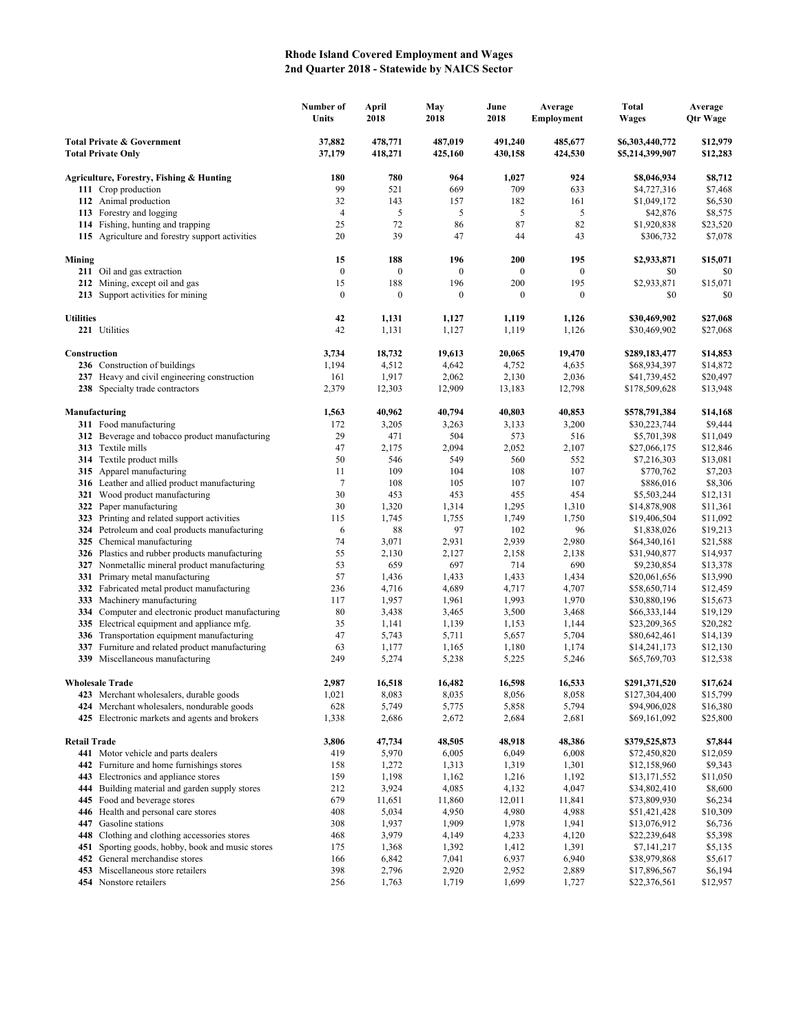# Rhode Island Covered Employment and Wages
## 2nd Quarter 2018 - Statewide by NAICS Sector

| | Number of Units | April 2018 | May 2018 | June 2018 | Average Employment | Total Wages | Average Qtr Wage |
|---|---|---|---|---|---|---|---|
| **Total Private & Government** | **37,882** | **478,771** | **487,019** | **491,240** | **485,677** | **$6,303,440,772** | **$12,979** |
| **Total Private Only** | **37,179** | **418,271** | **425,160** | **430,158** | **424,530** | **$5,214,399,907** | **$12,283** |
| | | | | | | | |
| **Agriculture, Forestry, Fishing & Hunting** | **180** | **780** | **964** | **1,027** | **924** | **$8,046,934** | **$8,712** |
| **111** Crop production | 99 | 521 | 669 | 709 | 633 | $4,727,316 | $7,468 |
| **112** Animal production | 32 | 143 | 157 | 182 | 161 | $1,049,172 | $6,530 |
| **113** Forestry and logging | 4 | 5 | 5 | 5 | 5 | $42,876 | $8,575 |
| **114** Fishing, hunting and trapping | 25 | 72 | 86 | 87 | 82 | $1,920,838 | $23,520 |
| **115** Agriculture and forestry support activities | 20 | 39 | 47 | 44 | 43 | $306,732 | $7,078 |
| | | | | | | | |
| **Mining** | **15** | **188** | **196** | **200** | **195** | **$2,933,871** | **$15,071** |
| **211** Oil and gas extraction | 0 | 0 | 0 | 0 | 0 | $0 | $0 |
| **212** Mining, except oil and gas | 15 | 188 | 196 | 200 | 195 | $2,933,871 | $15,071 |
| **213** Support activities for mining | 0 | 0 | 0 | 0 | 0 | $0 | $0 |
| | | | | | | | |
| **Utilities** | **42** | **1,131** | **1,127** | **1,119** | **1,126** | **$30,469,902** | **$27,068** |
| **221** Utilities | 42 | 1,131 | 1,127 | 1,119 | 1,126 | $30,469,902 | $27,068 |
| | | | | | | | |
| **Construction** | **3,734** | **18,732** | **19,613** | **20,065** | **19,470** | **$289,183,477** | **$14,853** |
| **236** Construction of buildings | 1,194 | 4,512 | 4,642 | 4,752 | 4,635 | $68,934,397 | $14,872 |
| **237** Heavy and civil engineering construction | 161 | 1,917 | 2,062 | 2,130 | 2,036 | $41,739,452 | $20,497 |
| **238** Specialty trade contractors | 2,379 | 12,303 | 12,909 | 13,183 | 12,798 | $178,509,628 | $13,948 |
| | | | | | | | |
| **Manufacturing** | **1,563** | **40,962** | **40,794** | **40,803** | **40,853** | **$578,791,384** | **$14,168** |
| **311** Food manufacturing | 172 | 3,205 | 3,263 | 3,133 | 3,200 | $30,223,744 | $9,444 |
| **312** Beverage and tobacco product manufacturing | 29 | 471 | 504 | 573 | 516 | $5,701,398 | $11,049 |
| **313** Textile mills | 47 | 2,175 | 2,094 | 2,052 | 2,107 | $27,066,175 | $12,846 |
| **314** Textile product mills | 50 | 546 | 549 | 560 | 552 | $7,216,303 | $13,081 |
| **315** Apparel manufacturing | 11 | 109 | 104 | 108 | 107 | $770,762 | $7,203 |
| **316** Leather and allied product manufacturing | 7 | 108 | 105 | 107 | 107 | $886,016 | $8,306 |
| **321** Wood product manufacturing | 30 | 453 | 453 | 455 | 454 | $5,503,244 | $12,131 |
| **322** Paper manufacturing | 30 | 1,320 | 1,314 | 1,295 | 1,310 | $14,878,908 | $11,361 |
| **323** Printing and related support activities | 115 | 1,745 | 1,755 | 1,749 | 1,750 | $19,406,504 | $11,092 |
| **324** Petroleum and coal products manufacturing | 6 | 88 | 97 | 102 | 96 | $1,838,026 | $19,213 |
| **325** Chemical manufacturing | 74 | 3,071 | 2,931 | 2,939 | 2,980 | $64,340,161 | $21,588 |
| **326** Plastics and rubber products manufacturing | 55 | 2,130 | 2,127 | 2,158 | 2,138 | $31,940,877 | $14,937 |
| **327** Nonmetallic mineral product manufacturing | 53 | 659 | 697 | 714 | 690 | $9,230,854 | $13,378 |
| **331** Primary metal manufacturing | 57 | 1,436 | 1,433 | 1,433 | 1,434 | $20,061,656 | $13,990 |
| **332** Fabricated metal product manufacturing | 236 | 4,716 | 4,689 | 4,717 | 4,707 | $58,650,714 | $12,459 |
| **333** Machinery manufacturing | 117 | 1,957 | 1,961 | 1,993 | 1,970 | $30,880,196 | $15,673 |
| **334** Computer and electronic product manufacturing | 80 | 3,438 | 3,465 | 3,500 | 3,468 | $66,333,144 | $19,129 |
| **335** Electrical equipment and appliance mfg. | 35 | 1,141 | 1,139 | 1,153 | 1,144 | $23,209,365 | $20,282 |
| **336** Transportation equipment manufacturing | 47 | 5,743 | 5,711 | 5,657 | 5,704 | $80,642,461 | $14,139 |
| **337** Furniture and related product manufacturing | 63 | 1,177 | 1,165 | 1,180 | 1,174 | $14,241,173 | $12,130 |
| **339** Miscellaneous manufacturing | 249 | 5,274 | 5,238 | 5,225 | 5,246 | $65,769,703 | $12,538 |
| | | | | | | | |
| **Wholesale Trade** | **2,987** | **16,518** | **16,482** | **16,598** | **16,533** | **$291,371,520** | **$17,624** |
| **423** Merchant wholesalers, durable goods | 1,021 | 8,083 | 8,035 | 8,056 | 8,058 | $127,304,400 | $15,799 |
| **424** Merchant wholesalers, nondurable goods | 628 | 5,749 | 5,775 | 5,858 | 5,794 | $94,906,028 | $16,380 |
| **425** Electronic markets and agents and brokers | 1,338 | 2,686 | 2,672 | 2,684 | 2,681 | $69,161,092 | $25,800 |
| | | | | | | | |
| **Retail Trade** | **3,806** | **47,734** | **48,505** | **48,918** | **48,386** | **$379,525,873** | **$7,844** |
| **441** Motor vehicle and parts dealers | 419 | 5,970 | 6,005 | 6,049 | 6,008 | $72,450,820 | $12,059 |
| **442** Furniture and home furnishings stores | 158 | 1,272 | 1,313 | 1,319 | 1,301 | $12,158,960 | $9,343 |
| **443** Electronics and appliance stores | 159 | 1,198 | 1,162 | 1,216 | 1,192 | $13,171,552 | $11,050 |
| **444** Building material and garden supply stores | 212 | 3,924 | 4,085 | 4,132 | 4,047 | $34,802,410 | $8,600 |
| **445** Food and beverage stores | 679 | 11,651 | 11,860 | 12,011 | 11,841 | $73,809,930 | $6,234 |
| **446** Health and personal care stores | 408 | 5,034 | 4,950 | 4,980 | 4,988 | $51,421,428 | $10,309 |
| **447** Gasoline stations | 308 | 1,937 | 1,909 | 1,978 | 1,941 | $13,076,912 | $6,736 |
| **448** Clothing and clothing accessories stores | 468 | 3,979 | 4,149 | 4,233 | 4,120 | $22,239,648 | $5,398 |
| **451** Sporting goods, hobby, book and music stores | 175 | 1,368 | 1,392 | 1,412 | 1,391 | $7,141,217 | $5,135 |
| **452** General merchandise stores | 166 | 6,842 | 7,041 | 6,937 | 6,940 | $38,979,868 | $5,617 |
| **453** Miscellaneous store retailers | 398 | 2,796 | 2,920 | 2,952 | 2,889 | $17,896,567 | $6,194 |
| **454** Nonstore retailers | 256 | 1,763 | 1,719 | 1,699 | 1,727 | $22,376,561 | $12,957 |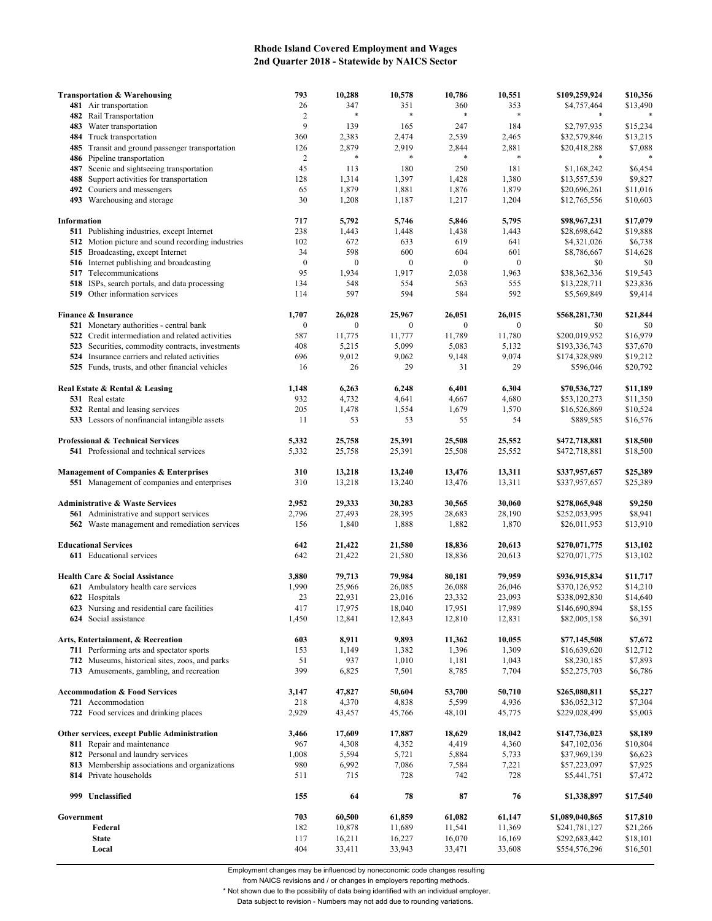# Rhode Island Covered Employment and Wages
## 2nd Quarter 2018 - Statewide by NAICS Sector

| | | | | | | | |
|---|---|---|---|---|---|---|---|
| **Transportation & Warehousing** | **793** | **10,288** | **10,578** | **10,786** | **10,551** | **$109,259,924** | **$10,356** |
| **481** Air transportation | 26 | 347 | 351 | 360 | 353 | $4,757,464 | $13,490 |
| **482** Rail Transportation | 2 | * | * | * | * | * | * |
| **483** Water transportation | 9 | 139 | 165 | 247 | 184 | $2,797,935 | $15,234 |
| **484** Truck transportation | 360 | 2,383 | 2,474 | 2,539 | 2,465 | $32,579,846 | $13,215 |
| **485** Transit and ground passenger transportation | 126 | 2,879 | 2,919 | 2,844 | 2,881 | $20,418,288 | $7,088 |
| **486** Pipeline transportation | 2 | * | * | * | * | * | * |
| **487** Scenic and sightseeing transportation | 45 | 113 | 180 | 250 | 181 | $1,168,242 | $6,454 |
| **488** Support activities for transportation | 128 | 1,314 | 1,397 | 1,428 | 1,380 | $13,557,539 | $9,827 |
| **492** Couriers and messengers | 65 | 1,879 | 1,881 | 1,876 | 1,879 | $20,696,261 | $11,016 |
| **493** Warehousing and storage | 30 | 1,208 | 1,187 | 1,217 | 1,204 | $12,765,556 | $10,603 |
| **Information** | **717** | **5,792** | **5,746** | **5,846** | **5,795** | **$98,967,231** | **$17,079** |
| **511** Publishing industries, except Internet | 238 | 1,443 | 1,448 | 1,438 | 1,443 | $28,698,642 | $19,888 |
| **512** Motion picture and sound recording industries | 102 | 672 | 633 | 619 | 641 | $4,321,026 | $6,738 |
| **515** Broadcasting, except Internet | 34 | 598 | 600 | 604 | 601 | $8,786,667 | $14,628 |
| **516** Internet publishing and broadcasting | 0 | 0 | 0 | 0 | 0 | $0 | $0 |
| **517** Telecommunications | 95 | 1,934 | 1,917 | 2,038 | 1,963 | $38,362,336 | $19,543 |
| **518** ISPs, search portals, and data processing | 134 | 548 | 554 | 563 | 555 | $13,228,711 | $23,836 |
| **519** Other information services | 114 | 597 | 594 | 584 | 592 | $5,569,849 | $9,414 |
| **Finance & Insurance** | **1,707** | **26,028** | **25,967** | **26,051** | **26,015** | **$568,281,730** | **$21,844** |
| **521** Monetary authorities - central bank | 0 | 0 | 0 | 0 | 0 | $0 | $0 |
| **522** Credit intermediation and related activities | 587 | 11,775 | 11,777 | 11,789 | 11,780 | $200,019,952 | $16,979 |
| **523** Securities, commodity contracts, investments | 408 | 5,215 | 5,099 | 5,083 | 5,132 | $193,336,743 | $37,670 |
| **524** Insurance carriers and related activities | 696 | 9,012 | 9,062 | 9,148 | 9,074 | $174,328,989 | $19,212 |
| **525** Funds, trusts, and other financial vehicles | 16 | 26 | 29 | 31 | 29 | $596,046 | $20,792 |
| **Real Estate & Rental & Leasing** | **1,148** | **6,263** | **6,248** | **6,401** | **6,304** | **$70,536,727** | **$11,189** |
| **531** Real estate | 932 | 4,732 | 4,641 | 4,667 | 4,680 | $53,120,273 | $11,350 |
| **532** Rental and leasing services | 205 | 1,478 | 1,554 | 1,679 | 1,570 | $16,526,869 | $10,524 |
| **533** Lessors of nonfinancial intangible assets | 11 | 53 | 53 | 55 | 54 | $889,585 | $16,576 |
| **Professional & Technical Services** | **5,332** | **25,758** | **25,391** | **25,508** | **25,552** | **$472,718,881** | **$18,500** |
| **541** Professional and technical services | 5,332 | 25,758 | 25,391 | 25,508 | 25,552 | $472,718,881 | $18,500 |
| **Management of Companies & Enterprises** | **310** | **13,218** | **13,240** | **13,476** | **13,311** | **$337,957,657** | **$25,389** |
| **551** Management of companies and enterprises | 310 | 13,218 | 13,240 | 13,476 | 13,311 | $337,957,657 | $25,389 |
| **Administrative & Waste Services** | **2,952** | **29,333** | **30,283** | **30,565** | **30,060** | **$278,065,948** | **$9,250** |
| **561** Administrative and support services | 2,796 | 27,493 | 28,395 | 28,683 | 28,190 | $252,053,995 | $8,941 |
| **562** Waste management and remediation services | 156 | 1,840 | 1,888 | 1,882 | 1,870 | $26,011,953 | $13,910 |
| **Educational Services** | **642** | **21,422** | **21,580** | **18,836** | **20,613** | **$270,071,775** | **$13,102** |
| **611** Educational services | 642 | 21,422 | 21,580 | 18,836 | 20,613 | $270,071,775 | $13,102 |
| **Health Care & Social Assistance** | **3,880** | **79,713** | **79,984** | **80,181** | **79,959** | **$936,915,834** | **$11,717** |
| **621** Ambulatory health care services | 1,990 | 25,966 | 26,085 | 26,088 | 26,046 | $370,126,952 | $14,210 |
| **622** Hospitals | 23 | 22,931 | 23,016 | 23,332 | 23,093 | $338,092,830 | $14,640 |
| **623** Nursing and residential care facilities | 417 | 17,975 | 18,040 | 17,951 | 17,989 | $146,690,894 | $8,155 |
| **624** Social assistance | 1,450 | 12,841 | 12,843 | 12,810 | 12,831 | $82,005,158 | $6,391 |
| **Arts, Entertainment, & Recreation** | **603** | **8,911** | **9,893** | **11,362** | **10,055** | **$77,145,508** | **$7,672** |
| **711** Performing arts and spectator sports | 153 | 1,149 | 1,382 | 1,396 | 1,309 | $16,639,620 | $12,712 |
| **712** Museums, historical sites, zoos, and parks | 51 | 937 | 1,010 | 1,181 | 1,043 | $8,230,185 | $7,893 |
| **713** Amusements, gambling, and recreation | 399 | 6,825 | 7,501 | 8,785 | 7,704 | $52,275,703 | $6,786 |
| **Accommodation & Food Services** | **3,147** | **47,827** | **50,604** | **53,700** | **50,710** | **$265,080,811** | **$5,227** |
| **721** Accommodation | 218 | 4,370 | 4,838 | 5,599 | 4,936 | $36,052,312 | $7,304 |
| **722** Food services and drinking places | 2,929 | 43,457 | 45,766 | 48,101 | 45,775 | $229,028,499 | $5,003 |
| **Other services, except Public Administration** | **3,466** | **17,609** | **17,887** | **18,629** | **18,042** | **$147,736,023** | **$8,189** |
| **811** Repair and maintenance | 967 | 4,308 | 4,352 | 4,419 | 4,360 | $47,102,036 | $10,804 |
| **812** Personal and laundry services | 1,008 | 5,594 | 5,721 | 5,884 | 5,733 | $37,969,139 | $6,623 |
| **813** Membership associations and organizations | 980 | 6,992 | 7,086 | 7,584 | 7,221 | $57,223,097 | $7,925 |
| **814** Private households | 511 | 715 | 728 | 742 | 728 | $5,441,751 | $7,472 |
| **999 Unclassified** | **155** | **64** | **78** | **87** | **76** | **$1,338,897** | **$17,540** |
| **Government** | **703** | **60,500** | **61,859** | **61,082** | **61,147** | **$1,089,040,865** | **$17,810** |
| **Federal** | 182 | 10,878 | 11,689 | 11,541 | 11,369 | $241,781,127 | $21,266 |
| **State** | 117 | 16,211 | 16,227 | 16,070 | 16,169 | $292,683,442 | $18,101 |
| **Local** | 404 | 33,411 | 33,943 | 33,471 | 33,608 | $554,576,296 | $16,501 |

Employment changes may be influenced by noneconomic code changes resulting from NAICS revisions and / or changes in employers reporting methods.

* Not shown due to the possibility of data being identified with an individual employer.

Data subject to revision - Numbers may not add due to rounding variations.